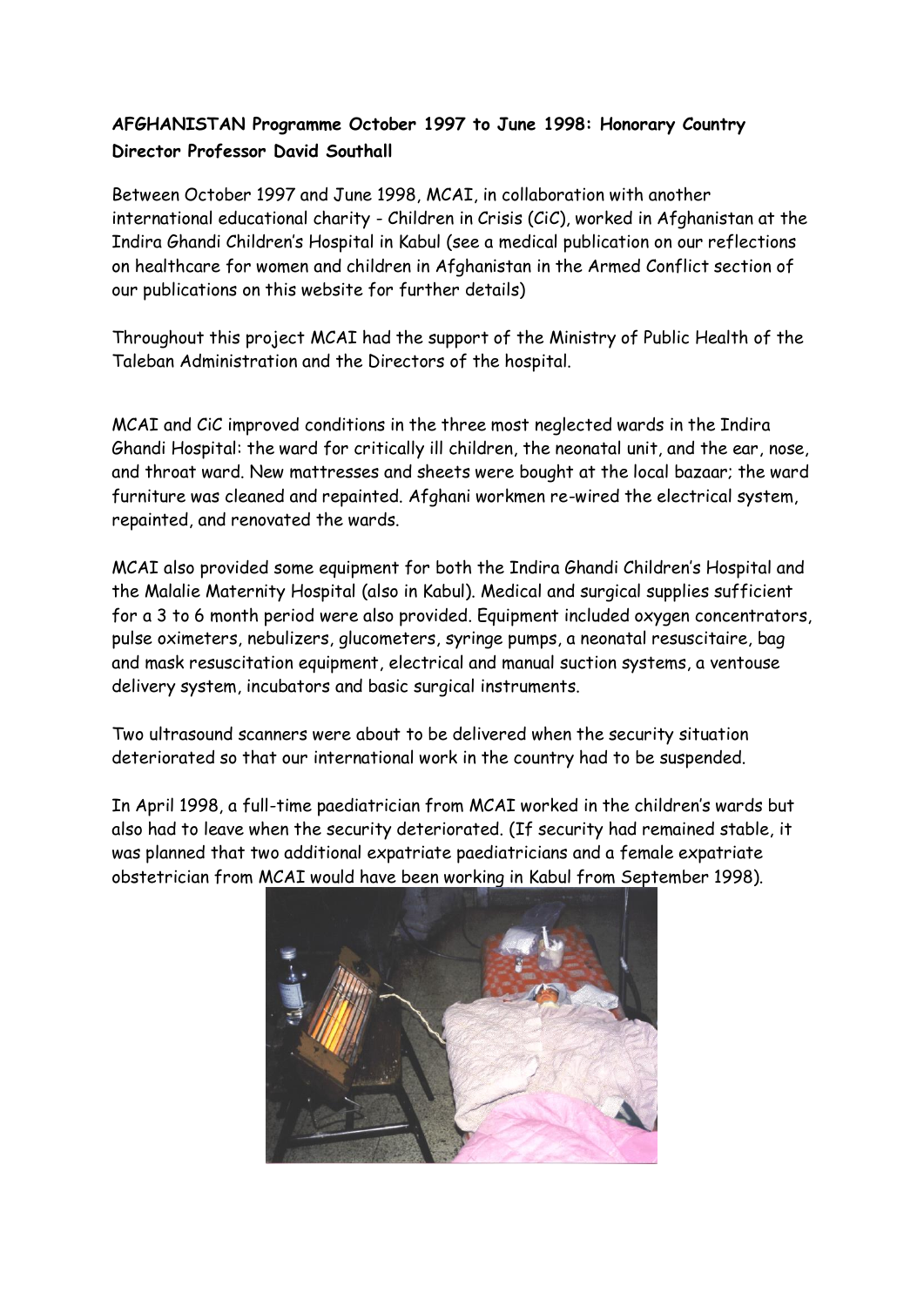**AFGHANISTAN Programme October 1997 to June 1998: Honorary Country Director Professor David Southall**

Between October 1997 and June 1998, MCAI, in collaboration with another international educational charity - Children in Crisis (CiC), worked in Afghanistan at the Indira Ghandi Children's Hospital in Kabul (see a medical publication on our reflections on healthcare for women and children in Afghanistan in the Armed Conflict section of our publications on this website for further details)

Throughout this project MCAI had the support of the Ministry of Public Health of the Taleban Administration and the Directors of the hospital.

MCAI and CiC improved conditions in the three most neglected wards in the Indira Ghandi Hospital: the ward for critically ill children, the neonatal unit, and the ear, nose, and throat ward. New mattresses and sheets were bought at the local bazaar; the ward furniture was cleaned and repainted. Afghani workmen re-wired the electrical system, repainted, and renovated the wards.

MCAI also provided some equipment for both the Indira Ghandi Children's Hospital and the Malalie Maternity Hospital (also in Kabul). Medical and surgical supplies sufficient for a 3 to 6 month period were also provided. Equipment included oxygen concentrators, pulse oximeters, nebulizers, glucometers, syringe pumps, a neonatal resuscitaire, bag and mask resuscitation equipment, electrical and manual suction systems, a ventouse delivery system, incubators and basic surgical instruments.

Two ultrasound scanners were about to be delivered when the security situation deteriorated so that our international work in the country had to be suspended.

In April 1998, a full-time paediatrician from MCAI worked in the children's wards but also had to leave when the security deteriorated. (If security had remained stable, it was planned that two additional expatriate paediatricians and a female expatriate obstetrician from MCAI would have been working in Kabul from September 1998).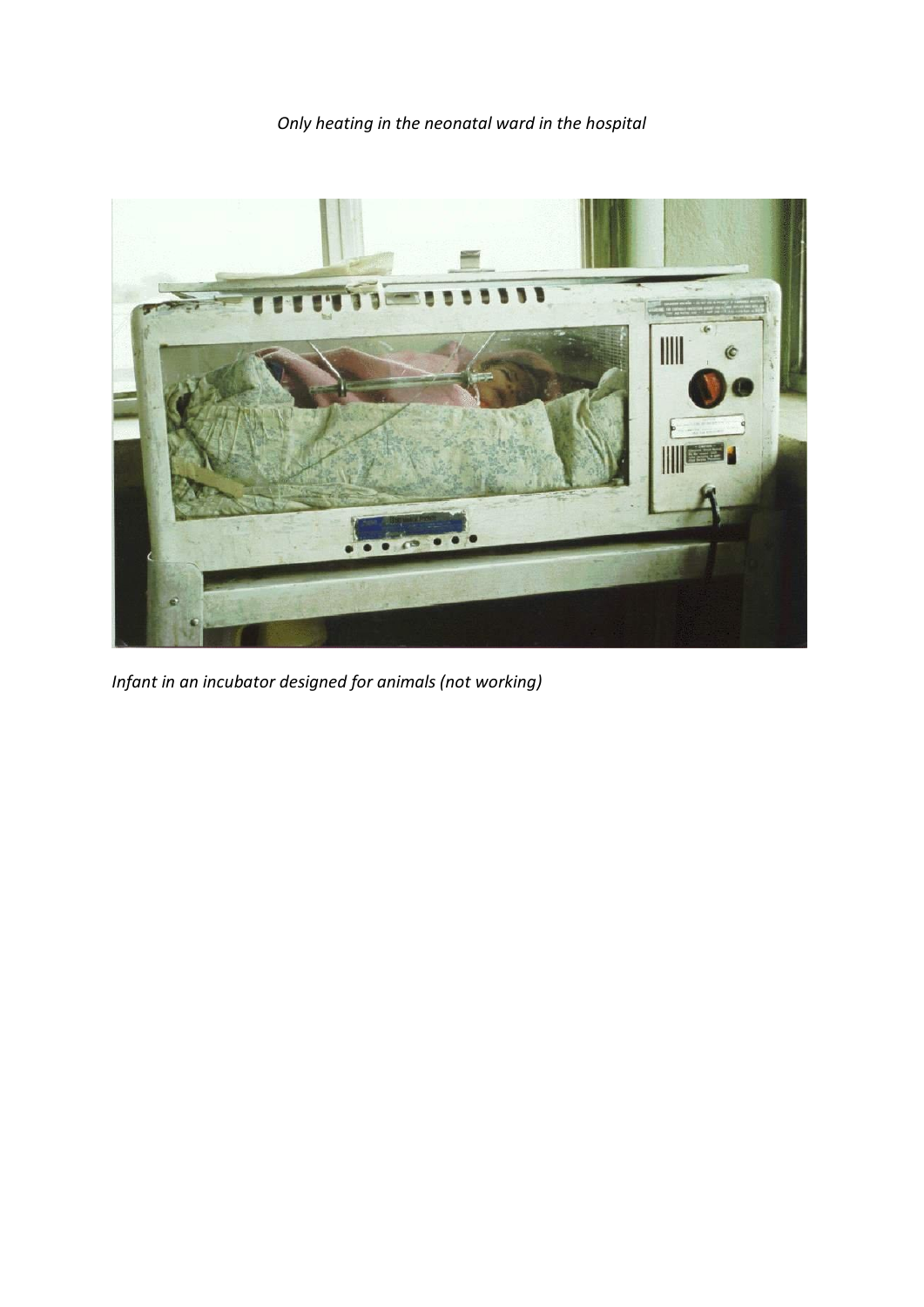*Only heating in the neonatal ward in the hospital*

*Infant in an incubator designed for animals (not working)*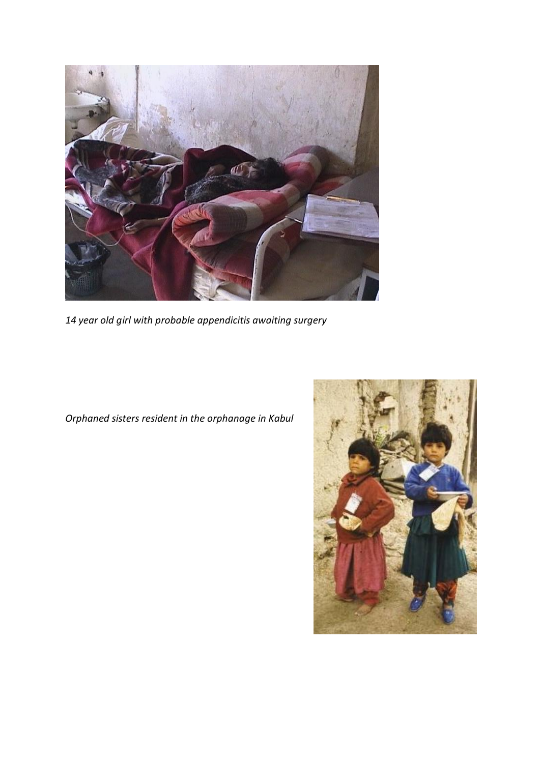*14 year old girl with probable appendicitis awaiting surgery*

*Orphaned sisters resident in the orphanage in Kabul*